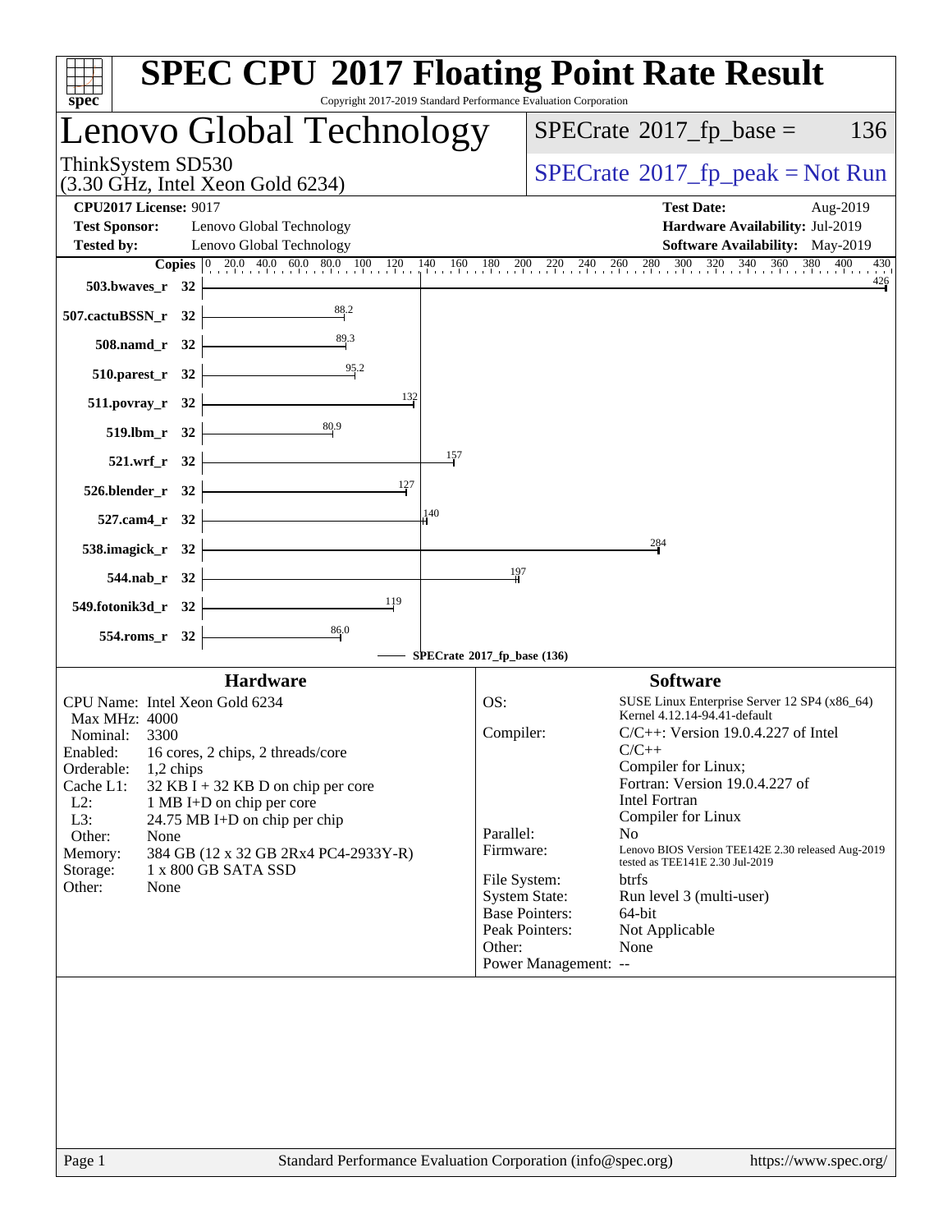# SPEC CPU 2017 Floating Point Rate Result

Copyright 2017-2019 Standard Performance Evaluation Corporation

## Lenovo Global Technology

ThinkSystem SD530
(3.30 GHz, Intel Xeon Gold 6234)

SPECrate 2017_fp_base = 136

SPECrate 2017_fp_peak = Not Run

**CPU2017 License:** 9017
**Test Sponsor:** Lenovo Global Technology
**Tested by:** Lenovo Global Technology

**Test Date:** Aug-2019
**Hardware Availability:** Jul-2019
**Software Availability:** May-2019

| Benchmark | Copies | SPECrate 2017_fp_base |
|---|---|---|
| 503.bwaves_r | 32 | 426 |
| 507.cactuBSSN_r | 32 | 88.2 |
| 508.namd_r | 32 | 89.3 |
| 510.parest_r | 32 | 95.2 |
| 511.povray_r | 32 | 132 |
| 519.lbm_r | 32 | 80.9 |
| 521.wrf_r | 32 | 157 |
| 526.blender_r | 32 | 127 |
| 527.cam4_r | 32 | 140 |
| 538.imagick_r | 32 | 284 |
| 544.nab_r | 32 | 197 |
| 549.fotonik3d_r | 32 | 119 |
| 554.roms_r | 32 | 86.0 |

SPECrate 2017_fp_base (136)

### Hardware

| | |
|---|---|
| CPU Name: | Intel Xeon Gold 6234 |
| Max MHz: | 4000 |
| Nominal: | 3300 |
| Enabled: | 16 cores, 2 chips, 2 threads/core |
| Orderable: | 1,2 chips |
| Cache L1: | 32 KB I + 32 KB D on chip per core |
| L2: | 1 MB I+D on chip per core |
| L3: | 24.75 MB I+D on chip per chip |
| Other: | None |
| Memory: | 384 GB (12 x 32 GB 2Rx4 PC4-2933Y-R) |
| Storage: | 1 x 800 GB SATA SSD |
| Other: | None |

### Software

| | |
|---|---|
| OS: | SUSE Linux Enterprise Server 12 SP4 (x86_64) Kernel 4.12.14-94.41-default |
| Compiler: | C/C++: Version 19.0.4.227 of Intel C/C++ Compiler for Linux; Fortran: Version 19.0.4.227 of Intel Fortran Compiler for Linux |
| Parallel: | No |
| Firmware: | Lenovo BIOS Version TEE142E 2.30 released Aug-2019 tested as TEE141E 2.30 Jul-2019 |
| File System: | btrfs |
| System State: | Run level 3 (multi-user) |
| Base Pointers: | 64-bit |
| Peak Pointers: | Not Applicable |
| Other: | None |
| Power Management: | -- |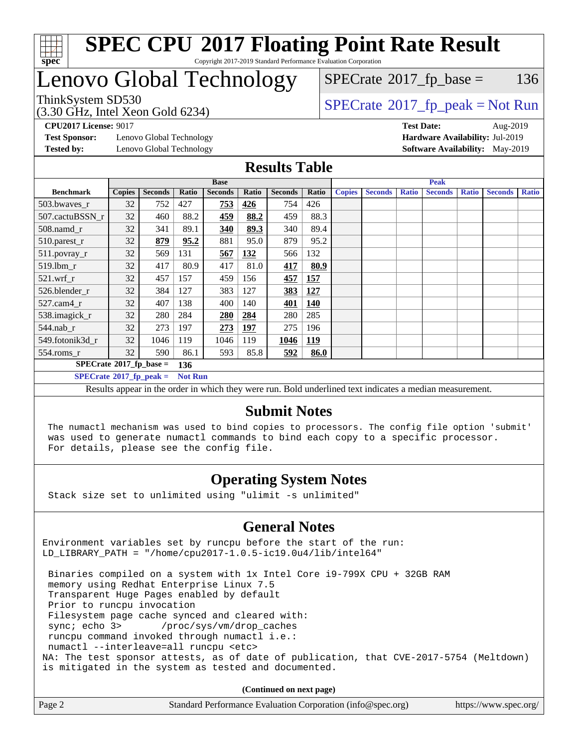# SPEC CPU 2017 Floating Point Rate Result

Copyright 2017-2019 Standard Performance Evaluation Corporation

# Lenovo Global Technology

ThinkSystem SD530
(3.30 GHz, Intel Xeon Gold 6234)

SPECrate 2017_fp_base = 136

SPECrate 2017_fp_peak = Not Run

**CPU2017 License:** 9017
**Test Sponsor:** Lenovo Global Technology
**Tested by:** Lenovo Global Technology

**Test Date:** Aug-2019
**Hardware Availability:** Jul-2019
**Software Availability:** May-2019

## Results Table

| Benchmark | Base | | | | | | | Peak | | | | | | |
|---|---|---|---|---|---|---|---|---|---|---|---|---|---|---|
| | Copies | Seconds | Ratio | Seconds | Ratio | Seconds | Ratio | Copies | Seconds | Ratio | Seconds | Ratio | Seconds | Ratio |
| 503.bwaves_r | 32 | 752 | 427 | **753** | **426** | 754 | 426 | | | | | | | |
| 507.cactuBSSN_r | 32 | 460 | 88.2 | **459** | **88.2** | 459 | 88.3 | | | | | | | |
| 508.namd_r | 32 | 341 | 89.1 | **340** | **89.3** | 340 | 89.4 | | | | | | | |
| 510.parest_r | 32 | **879** | **95.2** | 881 | 95.0 | 879 | 95.2 | | | | | | | |
| 511.povray_r | 32 | 569 | 131 | **567** | **132** | 566 | 132 | | | | | | | |
| 519.lbm_r | 32 | 417 | 80.9 | 417 | 81.0 | **417** | **80.9** | | | | | | | |
| 521.wrf_r | 32 | 457 | 157 | 459 | 156 | **457** | **157** | | | | | | | |
| 526.blender_r | 32 | 384 | 127 | 383 | 127 | **383** | **127** | | | | | | | |
| 527.cam4_r | 32 | 407 | 138 | 400 | 140 | **401** | **140** | | | | | | | |
| 538.imagick_r | 32 | 280 | 284 | **280** | **284** | 280 | 285 | | | | | | | |
| 544.nab_r | 32 | 273 | 197 | **273** | **197** | 275 | 196 | | | | | | | |
| 549.fotonik3d_r | 32 | 1046 | 119 | 1046 | 119 | **1046** | **119** | | | | | | | |
| 554.roms_r | 32 | 590 | 86.1 | 593 | 85.8 | **592** | **86.0** | | | | | | | |

**SPECrate 2017_fp_base = 136**

**SPECrate 2017_fp_peak = Not Run**

Results appear in the order in which they were run. Bold underlined text indicates a median measurement.

## Submit Notes

The numactl mechanism was used to bind copies to processors. The config file option 'submit' was used to generate numactl commands to bind each copy to a specific processor. For details, please see the config file.

## Operating System Notes

Stack size set to unlimited using "ulimit -s unlimited"

## General Notes

```
Environment variables set by runcpu before the start of the run:
LD_LIBRARY_PATH = "/home/cpu2017-1.0.5-ic19.0u4/lib/intel64"

 Binaries compiled on a system with 1x Intel Core i9-799X CPU + 32GB RAM
 memory using Redhat Enterprise Linux 7.5
 Transparent Huge Pages enabled by default
 Prior to runcpu invocation
 Filesystem page cache synced and cleared with:
 sync; echo 3>       /proc/sys/vm/drop_caches
 runcpu command invoked through numactl i.e.:
 numactl --interleave=all runcpu <etc>
NA: The test sponsor attests, as of date of publication, that CVE-2017-5754 (Meltdown)
is mitigated in the system as tested and documented.
```

**(Continued on next page)**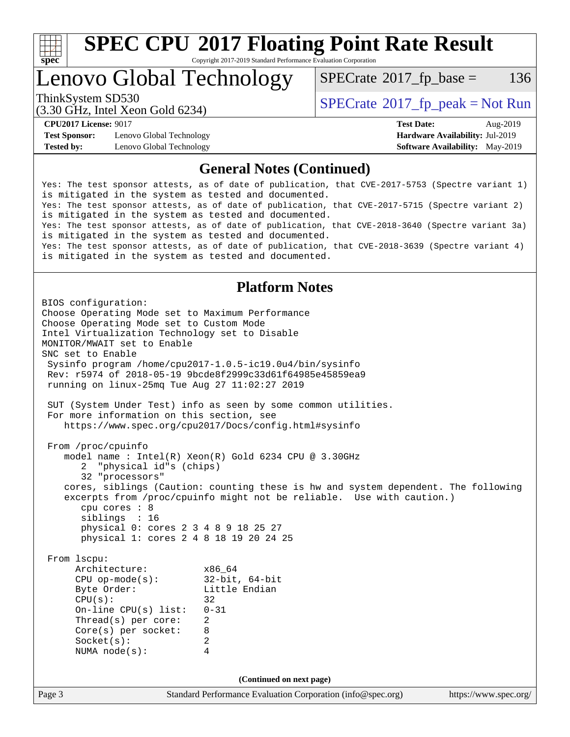## General Notes (Continued)

```
Yes: The test sponsor attests, as of date of publication, that CVE-2017-5753 (Spectre variant 1)
is mitigated in the system as tested and documented.
Yes: The test sponsor attests, as of date of publication, that CVE-2017-5715 (Spectre variant 2)
is mitigated in the system as tested and documented.
Yes: The test sponsor attests, as of date of publication, that CVE-2018-3640 (Spectre variant 3a)
is mitigated in the system as tested and documented.
Yes: The test sponsor attests, as of date of publication, that CVE-2018-3639 (Spectre variant 4)
is mitigated in the system as tested and documented.
```

## Platform Notes

```
BIOS configuration:
Choose Operating Mode set to Maximum Performance
Choose Operating Mode set to Custom Mode
Intel Virtualization Technology set to Disable
MONITOR/MWAIT set to Enable
SNC set to Enable
 Sysinfo program /home/cpu2017-1.0.5-ic19.0u4/bin/sysinfo
 Rev: r5974 of 2018-05-19 9bcde8f2999c33d61f64985e45859ea9
 running on linux-25mq Tue Aug 27 11:02:27 2019

 SUT (System Under Test) info as seen by some common utilities.
 For more information on this section, see
    https://www.spec.org/cpu2017/Docs/config.html#sysinfo

 From /proc/cpuinfo
    model name : Intel(R) Xeon(R) Gold 6234 CPU @ 3.30GHz
       2  "physical id"s (chips)
       32 "processors"
    cores, siblings (Caution: counting these is hw and system dependent. The following
    excerpts from /proc/cpuinfo might not be reliable.  Use with caution.)
       cpu cores : 8
       siblings  : 16
       physical 0: cores 2 3 4 8 9 18 25 27
       physical 1: cores 2 4 8 18 19 20 24 25

 From lscpu:
      Architecture:          x86_64
      CPU op-mode(s):        32-bit, 64-bit
      Byte Order:            Little Endian
      CPU(s):                32
      On-line CPU(s) list:   0-31
      Thread(s) per core:    2
      Core(s) per socket:    8
      Socket(s):             2
      NUMA node(s):          4
```

(Continued on next page)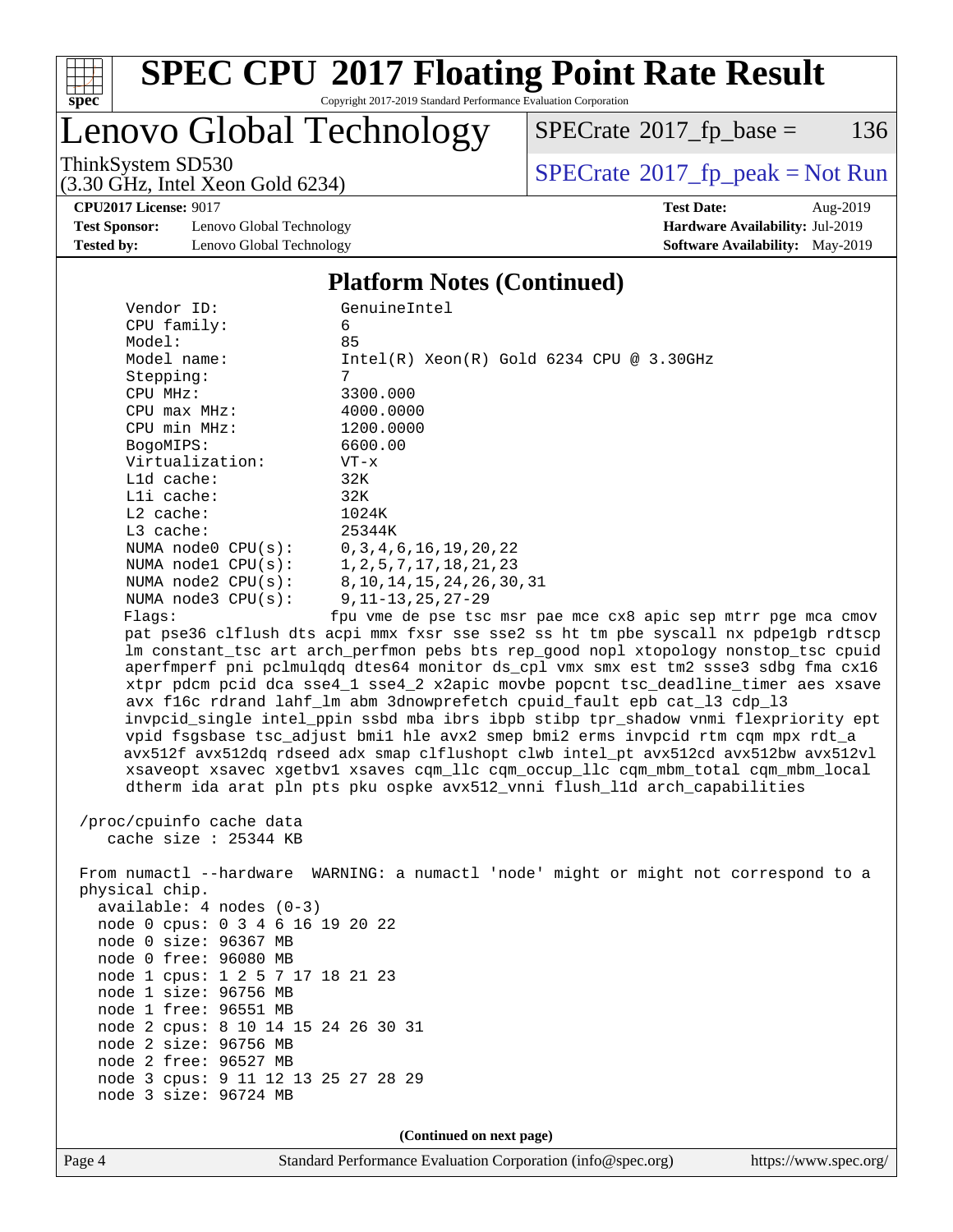# SPEC CPU 2017 Floating Point Rate Result

Copyright 2017-2019 Standard Performance Evaluation Corporation

# Lenovo Global Technology

ThinkSystem SD530
(3.30 GHz, Intel Xeon Gold 6234)

SPECrate 2017_fp_base = 136

SPECrate 2017_fp_peak = Not Run

**CPU2017 License:** 9017
**Test Sponsor:** Lenovo Global Technology
**Tested by:** Lenovo Global Technology

**Test Date:** Aug-2019
**Hardware Availability:** Jul-2019
**Software Availability:** May-2019

## Platform Notes (Continued)

```
      Vendor ID:             GenuineIntel
      CPU family:            6
      Model:                 85
      Model name:            Intel(R) Xeon(R) Gold 6234 CPU @ 3.30GHz
      Stepping:              7
      CPU MHz:               3300.000
      CPU max MHz:           4000.0000
      CPU min MHz:           1200.0000
      BogoMIPS:              6600.00
      Virtualization:        VT-x
      L1d cache:             32K
      L1i cache:             32K
      L2 cache:              1024K
      L3 cache:              25344K
      NUMA node0 CPU(s):     0,3,4,6,16,19,20,22
      NUMA node1 CPU(s):     1,2,5,7,17,18,21,23
      NUMA node2 CPU(s):     8,10,14,15,24,26,30,31
      NUMA node3 CPU(s):     9,11-13,25,27-29
      Flags:                fpu vme de pse tsc msr pae mce cx8 apic sep mtrr pge mca cmov
      pat pse36 clflush dts acpi mmx fxsr sse sse2 ss ht tm pbe syscall nx pdpe1gb rdtscp
      lm constant_tsc art arch_perfmon pebs bts rep_good nopl xtopology nonstop_tsc cpuid
      aperfmperf pni pclmulqdq dtes64 monitor ds_cpl vmx smx est tm2 ssse3 sdbg fma cx16
      xtpr pdcm pcid dca sse4_1 sse4_2 x2apic movbe popcnt tsc_deadline_timer aes xsave
      avx f16c rdrand lahf_lm abm 3dnowprefetch cpuid_fault epb cat_l3 cdp_l3
      invpcid_single intel_ppin ssbd mba ibrs ibpb stibp tpr_shadow vnmi flexpriority ept
      vpid fsgsbase tsc_adjust bmi1 hle avx2 smep bmi2 erms invpcid rtm cqm mpx rdt_a
      avx512f avx512dq rdseed adx smap clflushopt clwb intel_pt avx512cd avx512bw avx512vl
      xsaveopt xsavec xgetbv1 xsaves cqm_llc cqm_occup_llc cqm_mbm_total cqm_mbm_local
      dtherm ida arat pln pts pku ospke avx512_vnni flush_l1d arch_capabilities

 /proc/cpuinfo cache data
    cache size : 25344 KB

 From numactl --hardware  WARNING: a numactl 'node' might or might not correspond to a
 physical chip.
   available: 4 nodes (0-3)
   node 0 cpus: 0 3 4 6 16 19 20 22
   node 0 size: 96367 MB
   node 0 free: 96080 MB
   node 1 cpus: 1 2 5 7 17 18 21 23
   node 1 size: 96756 MB
   node 1 free: 96551 MB
   node 2 cpus: 8 10 14 15 24 26 30 31
   node 2 size: 96756 MB
   node 2 free: 96527 MB
   node 3 cpus: 9 11 12 13 25 27 28 29
   node 3 size: 96724 MB
```

**(Continued on next page)**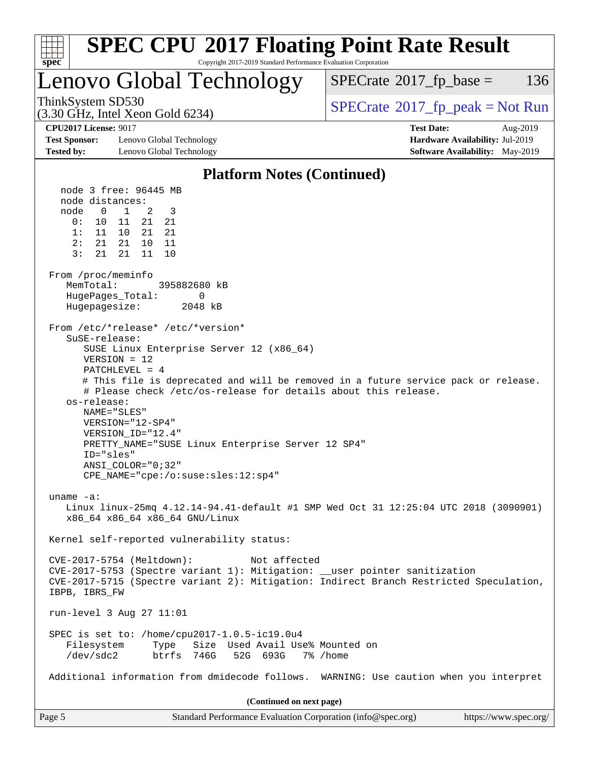## Platform Notes (Continued)

```
   node 3 free: 96445 MB
   node distances:
   node   0   1   2   3
     0:  10  11  21  21
     1:  11  10  21  21
     2:  21  21  10  11
     3:  21  21  11  10

 From /proc/meminfo
    MemTotal:       395882680 kB
    HugePages_Total:       0
    Hugepagesize:       2048 kB

 From /etc/*release* /etc/*version*
    SuSE-release:
       SUSE Linux Enterprise Server 12 (x86_64)
       VERSION = 12
       PATCHLEVEL = 4
       # This file is deprecated and will be removed in a future service pack or release.
       # Please check /etc/os-release for details about this release.
    os-release:
       NAME="SLES"
       VERSION="12-SP4"
       VERSION_ID="12.4"
       PRETTY_NAME="SUSE Linux Enterprise Server 12 SP4"
       ID="sles"
       ANSI_COLOR="0;32"
       CPE_NAME="cpe:/o:suse:sles:12:sp4"

 uname -a:
    Linux linux-25mq 4.12.14-94.41-default #1 SMP Wed Oct 31 12:25:04 UTC 2018 (3090901)
    x86_64 x86_64 x86_64 GNU/Linux

 Kernel self-reported vulnerability status:

 CVE-2017-5754 (Meltdown):          Not affected
 CVE-2017-5753 (Spectre variant 1): Mitigation: __user pointer sanitization
 CVE-2017-5715 (Spectre variant 2): Mitigation: Indirect Branch Restricted Speculation,
 IBPB, IBRS_FW

 run-level 3 Aug 27 11:01

 SPEC is set to: /home/cpu2017-1.0.5-ic19.0u4
    Filesystem     Type   Size  Used Avail Use% Mounted on
    /dev/sdc2      btrfs  746G   52G  693G   7% /home

 Additional information from dmidecode follows.  WARNING: Use caution when you interpret
```

**(Continued on next page)**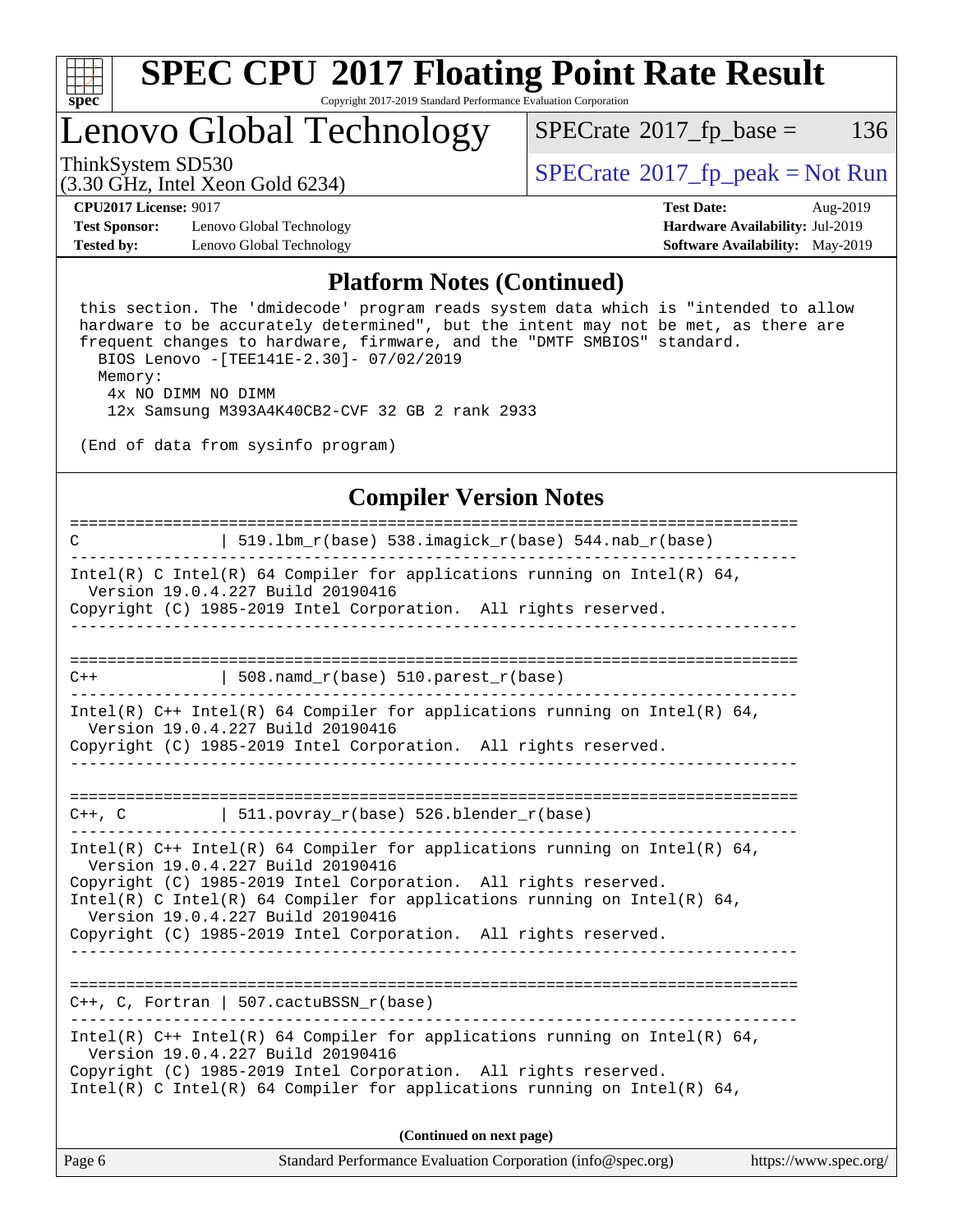## Platform Notes (Continued)

```
 this section. The 'dmidecode' program reads system data which is "intended to allow
 hardware to be accurately determined", but the intent may not be met, as there are
 frequent changes to hardware, firmware, and the "DMTF SMBIOS" standard.
   BIOS Lenovo -[TEE141E-2.30]- 07/02/2019
   Memory:
    4x NO DIMM NO DIMM
    12x Samsung M393A4K40CB2-CVF 32 GB 2 rank 2933

 (End of data from sysinfo program)
```

## Compiler Version Notes

```
==============================================================================
C               | 519.lbm_r(base) 538.imagick_r(base) 544.nab_r(base)
------------------------------------------------------------------------------
Intel(R) C Intel(R) 64 Compiler for applications running on Intel(R) 64,
  Version 19.0.4.227 Build 20190416
Copyright (C) 1985-2019 Intel Corporation.  All rights reserved.
------------------------------------------------------------------------------

==============================================================================
C++             | 508.namd_r(base) 510.parest_r(base)
------------------------------------------------------------------------------
Intel(R) C++ Intel(R) 64 Compiler for applications running on Intel(R) 64,
  Version 19.0.4.227 Build 20190416
Copyright (C) 1985-2019 Intel Corporation.  All rights reserved.
------------------------------------------------------------------------------

==============================================================================
C++, C          | 511.povray_r(base) 526.blender_r(base)
------------------------------------------------------------------------------
Intel(R) C++ Intel(R) 64 Compiler for applications running on Intel(R) 64,
  Version 19.0.4.227 Build 20190416
Copyright (C) 1985-2019 Intel Corporation.  All rights reserved.
Intel(R) C Intel(R) 64 Compiler for applications running on Intel(R) 64,
  Version 19.0.4.227 Build 20190416
Copyright (C) 1985-2019 Intel Corporation.  All rights reserved.
------------------------------------------------------------------------------

==============================================================================
C++, C, Fortran | 507.cactuBSSN_r(base)
------------------------------------------------------------------------------
Intel(R) C++ Intel(R) 64 Compiler for applications running on Intel(R) 64,
  Version 19.0.4.227 Build 20190416
Copyright (C) 1985-2019 Intel Corporation.  All rights reserved.
Intel(R) C Intel(R) 64 Compiler for applications running on Intel(R) 64,
```

**(Continued on next page)**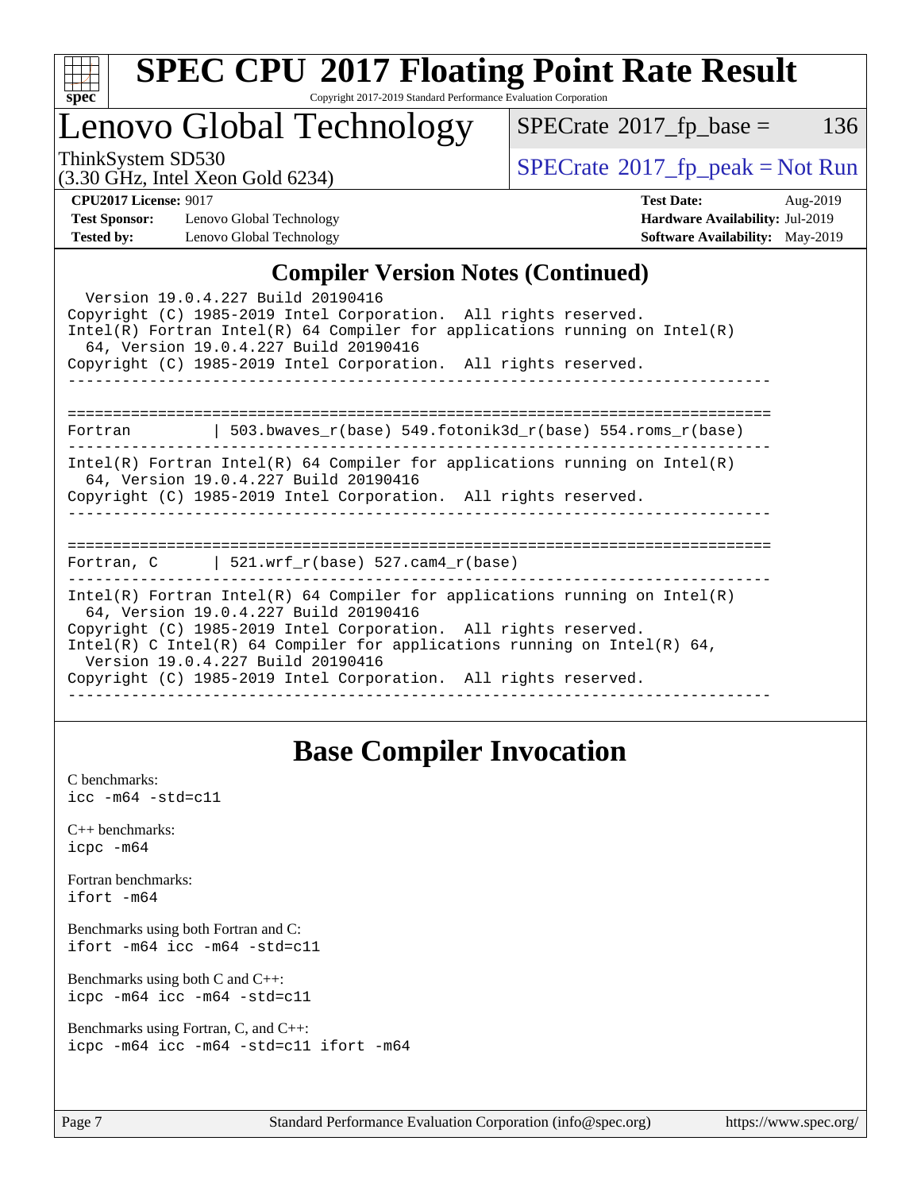## Compiler Version Notes (Continued)

```
  Version 19.0.4.227 Build 20190416
Copyright (C) 1985-2019 Intel Corporation.  All rights reserved.
Intel(R) Fortran Intel(R) 64 Compiler for applications running on Intel(R)
  64, Version 19.0.4.227 Build 20190416
Copyright (C) 1985-2019 Intel Corporation.  All rights reserved.
------------------------------------------------------------------------------

==============================================================================
Fortran         | 503.bwaves_r(base) 549.fotonik3d_r(base) 554.roms_r(base)
------------------------------------------------------------------------------
Intel(R) Fortran Intel(R) 64 Compiler for applications running on Intel(R)
  64, Version 19.0.4.227 Build 20190416
Copyright (C) 1985-2019 Intel Corporation.  All rights reserved.
------------------------------------------------------------------------------

==============================================================================
Fortran, C      | 521.wrf_r(base) 527.cam4_r(base)
------------------------------------------------------------------------------
Intel(R) Fortran Intel(R) 64 Compiler for applications running on Intel(R)
  64, Version 19.0.4.227 Build 20190416
Copyright (C) 1985-2019 Intel Corporation.  All rights reserved.
Intel(R) C Intel(R) 64 Compiler for applications running on Intel(R) 64,
  Version 19.0.4.227 Build 20190416
Copyright (C) 1985-2019 Intel Corporation.  All rights reserved.
------------------------------------------------------------------------------
```

## Base Compiler Invocation

C benchmarks:
icc -m64 -std=c11

C++ benchmarks:
icpc -m64

Fortran benchmarks:
ifort -m64

Benchmarks using both Fortran and C:
ifort -m64 icc -m64 -std=c11

Benchmarks using both C and C++:
icpc -m64 icc -m64 -std=c11

Benchmarks using Fortran, C, and C++:
icpc -m64 icc -m64 -std=c11 ifort -m64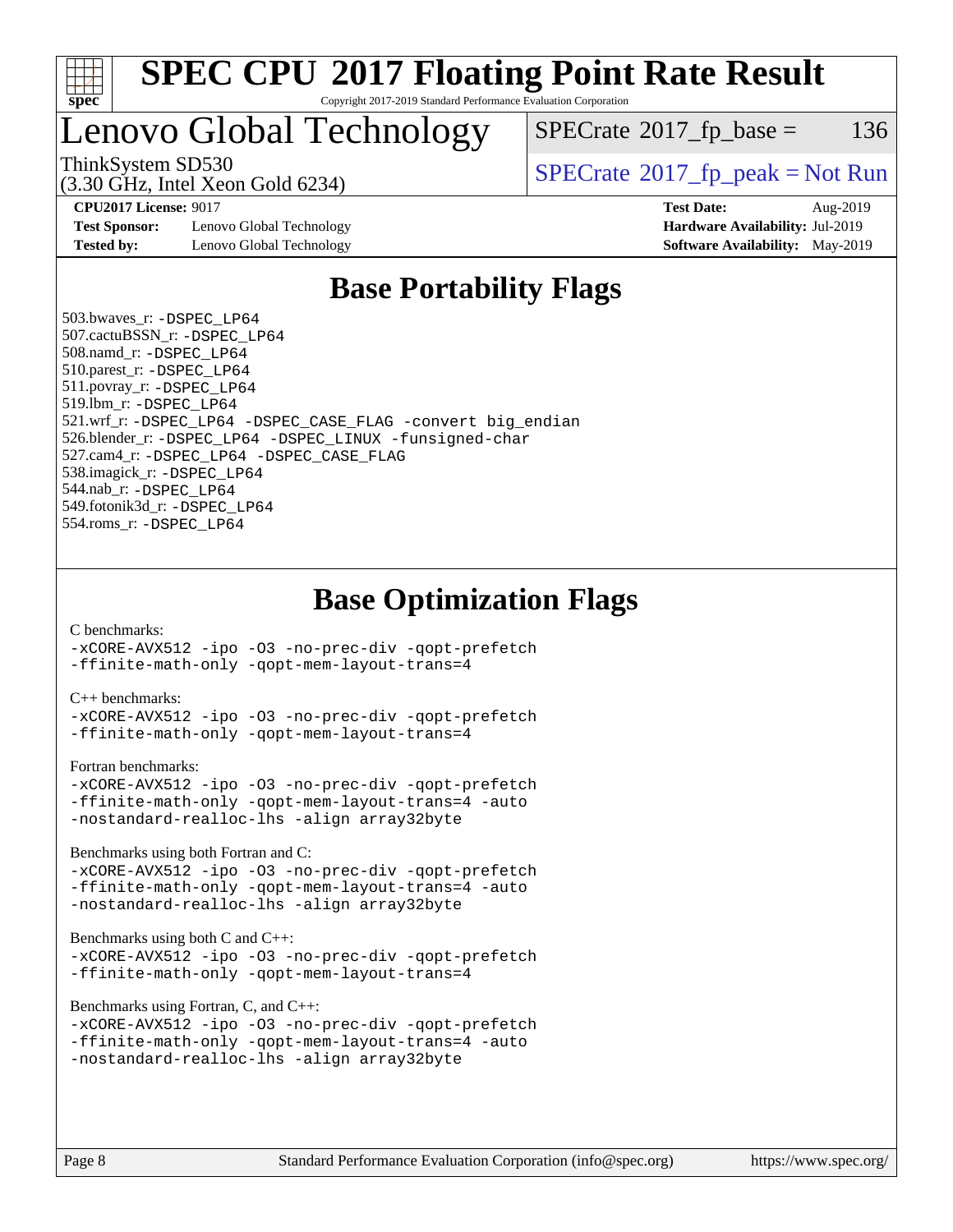# SPEC CPU 2017 Floating Point Rate Result

Copyright 2017-2019 Standard Performance Evaluation Corporation

# Lenovo Global Technology

ThinkSystem SD530
(3.30 GHz, Intel Xeon Gold 6234)

SPECrate 2017_fp_base = 136

SPECrate 2017_fp_peak = Not Run

**CPU2017 License:** 9017
**Test Sponsor:** Lenovo Global Technology
**Tested by:** Lenovo Global Technology

**Test Date:** Aug-2019
**Hardware Availability:** Jul-2019
**Software Availability:** May-2019

## Base Portability Flags

503.bwaves_r: `-DSPEC_LP64`
507.cactuBSSN_r: `-DSPEC_LP64`
508.namd_r: `-DSPEC_LP64`
510.parest_r: `-DSPEC_LP64`
511.povray_r: `-DSPEC_LP64`
519.lbm_r: `-DSPEC_LP64`
521.wrf_r: `-DSPEC_LP64 -DSPEC_CASE_FLAG -convert big_endian`
526.blender_r: `-DSPEC_LP64 -DSPEC_LINUX -funsigned-char`
527.cam4_r: `-DSPEC_LP64 -DSPEC_CASE_FLAG`
538.imagick_r: `-DSPEC_LP64`
544.nab_r: `-DSPEC_LP64`
549.fotonik3d_r: `-DSPEC_LP64`
554.roms_r: `-DSPEC_LP64`

## Base Optimization Flags

C benchmarks:
```
-xCORE-AVX512 -ipo -O3 -no-prec-div -qopt-prefetch
-ffinite-math-only -qopt-mem-layout-trans=4
```

C++ benchmarks:
```
-xCORE-AVX512 -ipo -O3 -no-prec-div -qopt-prefetch
-ffinite-math-only -qopt-mem-layout-trans=4
```

Fortran benchmarks:
```
-xCORE-AVX512 -ipo -O3 -no-prec-div -qopt-prefetch
-ffinite-math-only -qopt-mem-layout-trans=4 -auto
-nostandard-realloc-lhs -align array32byte
```

Benchmarks using both Fortran and C:
```
-xCORE-AVX512 -ipo -O3 -no-prec-div -qopt-prefetch
-ffinite-math-only -qopt-mem-layout-trans=4 -auto
-nostandard-realloc-lhs -align array32byte
```

Benchmarks using both C and C++:
```
-xCORE-AVX512 -ipo -O3 -no-prec-div -qopt-prefetch
-ffinite-math-only -qopt-mem-layout-trans=4
```

Benchmarks using Fortran, C, and C++:
```
-xCORE-AVX512 -ipo -O3 -no-prec-div -qopt-prefetch
-ffinite-math-only -qopt-mem-layout-trans=4 -auto
-nostandard-realloc-lhs -align array32byte
```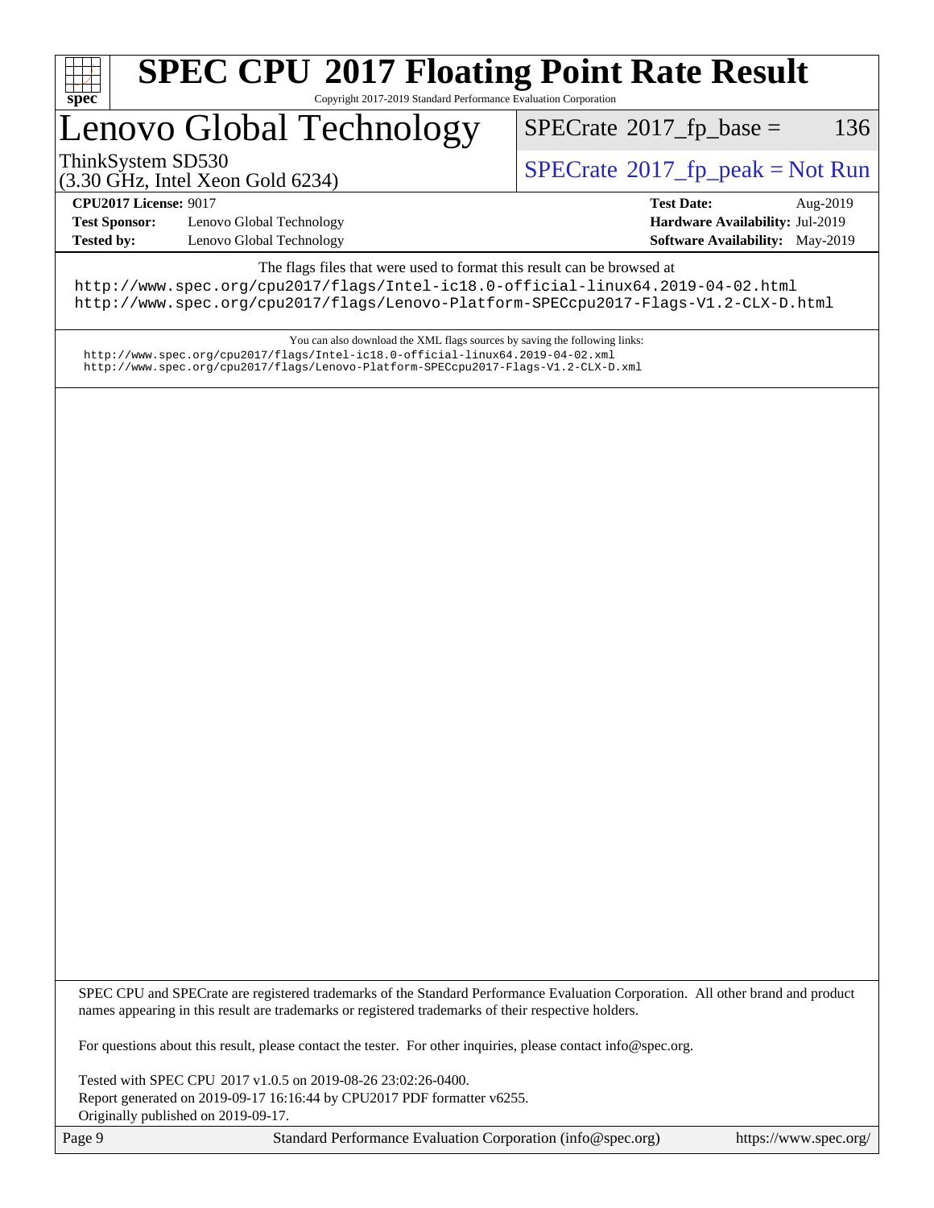The flags files that were used to format this result can be browsed at

http://www.spec.org/cpu2017/flags/Intel-ic18.0-official-linux64.2019-04-02.html
http://www.spec.org/cpu2017/flags/Lenovo-Platform-SPECcpu2017-Flags-V1.2-CLX-D.html

You can also download the XML flags sources by saving the following links:

http://www.spec.org/cpu2017/flags/Intel-ic18.0-official-linux64.2019-04-02.xml
http://www.spec.org/cpu2017/flags/Lenovo-Platform-SPECcpu2017-Flags-V1.2-CLX-D.xml

SPEC CPU and SPECrate are registered trademarks of the Standard Performance Evaluation Corporation. All other brand and product names appearing in this result are trademarks or registered trademarks of their respective holders.

For questions about this result, please contact the tester. For other inquiries, please contact info@spec.org.

Tested with SPEC CPU 2017 v1.0.5 on 2019-08-26 23:02:26-0400.
Report generated on 2019-09-17 16:16:44 by CPU2017 PDF formatter v6255.
Originally published on 2019-09-17.